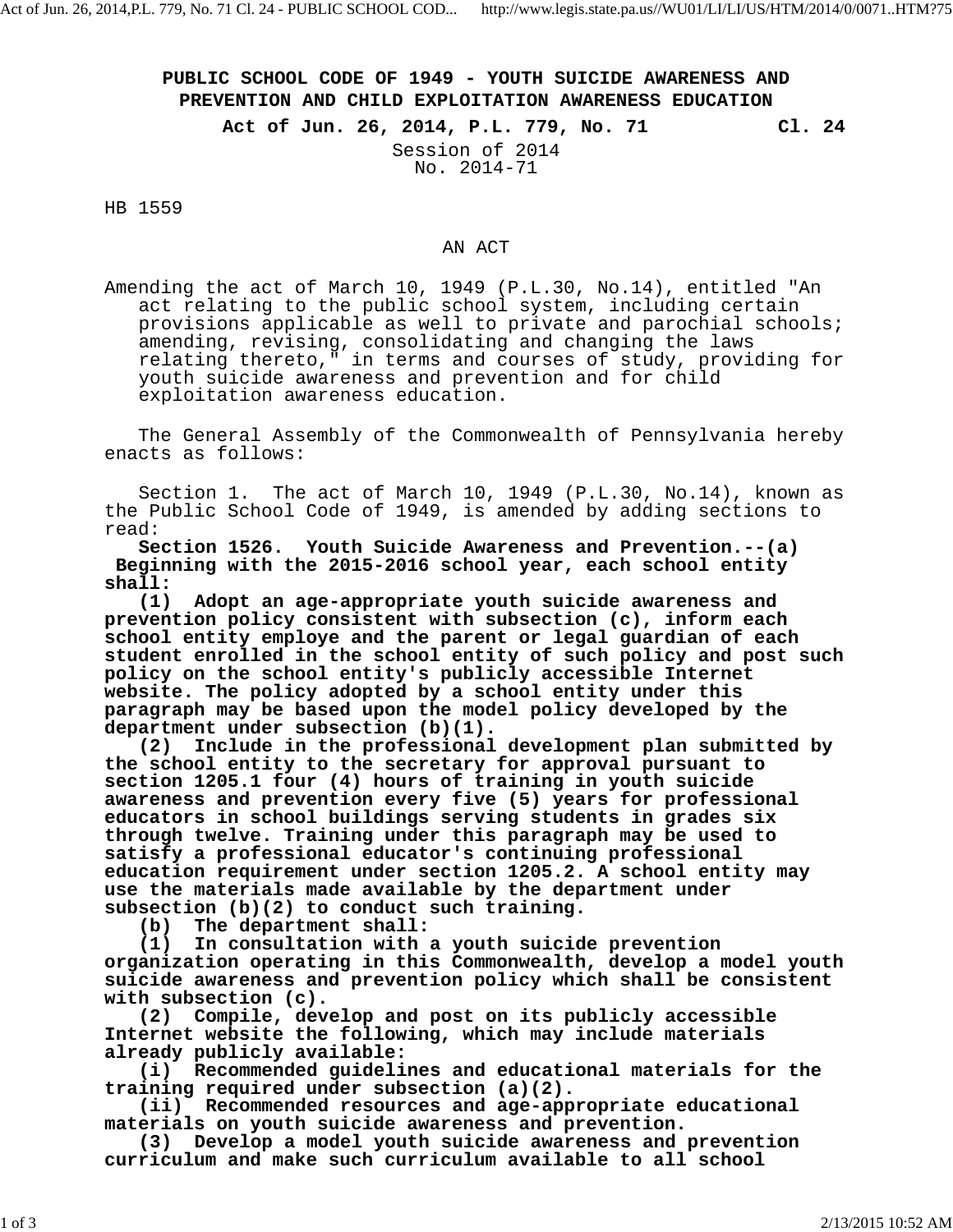# PUBLIC SCHOOL CODE OF 1949 - YOUTH SUICIDE AWARENESS AND PREVENTION AND CHILD EXPLOITATION AWARENESS EDUCATION

**Act of Jun. 26, 2014, P.L. 779, No. 71 Cl. 24**

Session of 2014
No. 2014-71

HB 1559

AN ACT

Amending the act of March 10, 1949 (P.L.30, No.14), entitled "An act relating to the public school system, including certain provisions applicable as well to private and parochial schools; amending, revising, consolidating and changing the laws relating thereto," in terms and courses of study, providing for youth suicide awareness and prevention and for child exploitation awareness education.

The General Assembly of the Commonwealth of Pennsylvania hereby enacts as follows:

Section 1. The act of March 10, 1949 (P.L.30, No.14), known as the Public School Code of 1949, is amended by adding sections to read:

**Section 1526. Youth Suicide Awareness and Prevention.--(a) Beginning with the 2015-2016 school year, each school entity shall:**

**(1) Adopt an age-appropriate youth suicide awareness and prevention policy consistent with subsection (c), inform each school entity employe and the parent or legal guardian of each student enrolled in the school entity of such policy and post such policy on the school entity's publicly accessible Internet website. The policy adopted by a school entity under this paragraph may be based upon the model policy developed by the department under subsection (b)(1).**

**(2) Include in the professional development plan submitted by the school entity to the secretary for approval pursuant to section 1205.1 four (4) hours of training in youth suicide awareness and prevention every five (5) years for professional educators in school buildings serving students in grades six through twelve. Training under this paragraph may be used to satisfy a professional educator's continuing professional education requirement under section 1205.2. A school entity may use the materials made available by the department under subsection (b)(2) to conduct such training.**

**(b) The department shall:**

**(1) In consultation with a youth suicide prevention organization operating in this Commonwealth, develop a model youth suicide awareness and prevention policy which shall be consistent with subsection (c).**

**(2) Compile, develop and post on its publicly accessible Internet website the following, which may include materials already publicly available:**

**(i) Recommended guidelines and educational materials for the training required under subsection (a)(2).**

**(ii) Recommended resources and age-appropriate educational materials on youth suicide awareness and prevention.**

**(3) Develop a model youth suicide awareness and prevention curriculum and make such curriculum available to all school**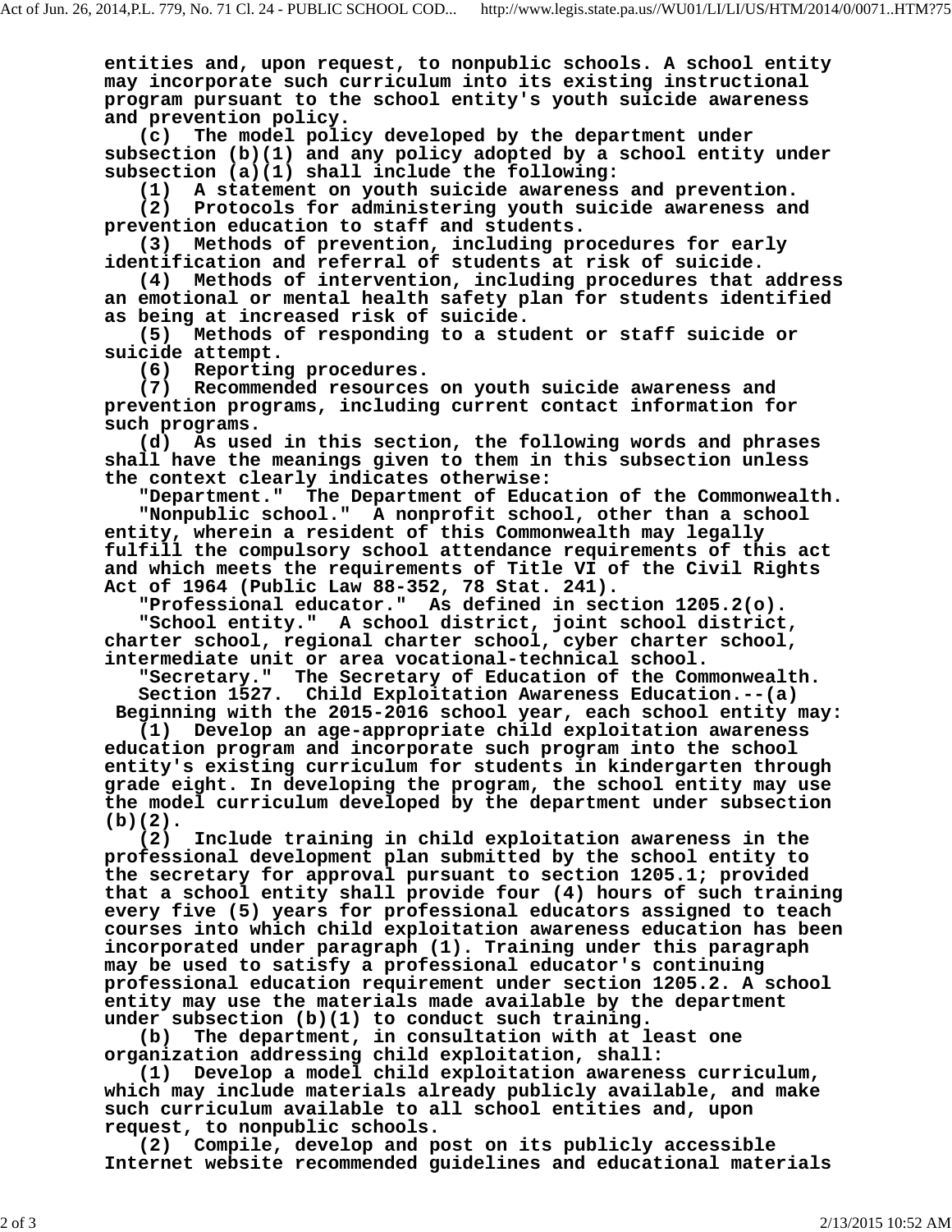entities and, upon request, to nonpublic schools. A school entity may incorporate such curriculum into its existing instructional program pursuant to the school entity's youth suicide awareness and prevention policy.

(c) The model policy developed by the department under subsection (b)(1) and any policy adopted by a school entity under subsection (a)(1) shall include the following:

(1) A statement on youth suicide awareness and prevention.

(2) Protocols for administering youth suicide awareness and prevention education to staff and students.

(3) Methods of prevention, including procedures for early identification and referral of students at risk of suicide.

(4) Methods of intervention, including procedures that address an emotional or mental health safety plan for students identified as being at increased risk of suicide.

(5) Methods of responding to a student or staff suicide or suicide attempt.

(6) Reporting procedures.

(7) Recommended resources on youth suicide awareness and prevention programs, including current contact information for such programs.

(d) As used in this section, the following words and phrases shall have the meanings given to them in this subsection unless the context clearly indicates otherwise:

"Department." The Department of Education of the Commonwealth.

"Nonpublic school." A nonprofit school, other than a school entity, wherein a resident of this Commonwealth may legally fulfill the compulsory school attendance requirements of this act and which meets the requirements of Title VI of the Civil Rights Act of 1964 (Public Law 88-352, 78 Stat. 241).

"Professional educator." As defined in section 1205.2(o).

"School entity." A school district, joint school district, charter school, regional charter school, cyber charter school, intermediate unit or area vocational-technical school.

"Secretary." The Secretary of Education of the Commonwealth.

Section 1527. Child Exploitation Awareness Education.--(a) Beginning with the 2015-2016 school year, each school entity may:

(1) Develop an age-appropriate child exploitation awareness education program and incorporate such program into the school entity's existing curriculum for students in kindergarten through grade eight. In developing the program, the school entity may use the model curriculum developed by the department under subsection (b)(2).

(2) Include training in child exploitation awareness in the professional development plan submitted by the school entity to the secretary for approval pursuant to section 1205.1; provided that a school entity shall provide four (4) hours of such training every five (5) years for professional educators assigned to teach courses into which child exploitation awareness education has been incorporated under paragraph (1). Training under this paragraph may be used to satisfy a professional educator's continuing professional education requirement under section 1205.2. A school entity may use the materials made available by the department under subsection (b)(1) to conduct such training.

(b) The department, in consultation with at least one organization addressing child exploitation, shall:

(1) Develop a model child exploitation awareness curriculum, which may include materials already publicly available, and make such curriculum available to all school entities and, upon request, to nonpublic schools.

(2) Compile, develop and post on its publicly accessible Internet website recommended guidelines and educational materials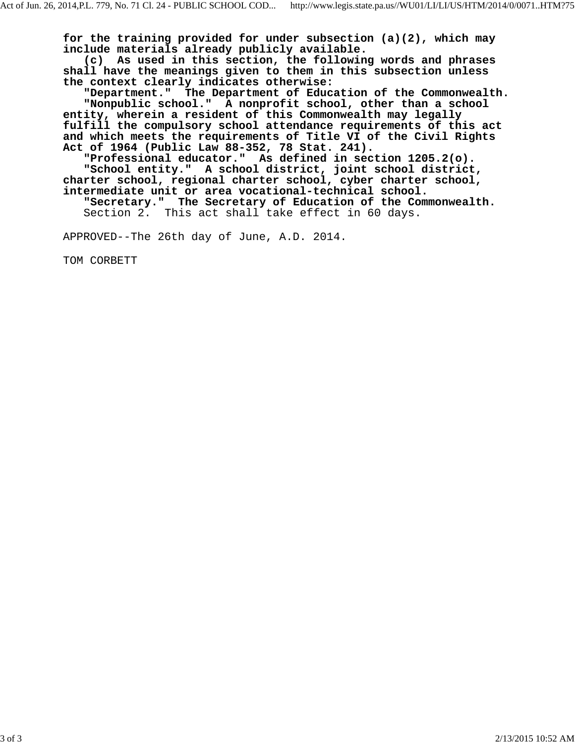**for the training provided for under subsection (a)(2), which may include materials already publicly available.**

**(c) As used in this section, the following words and phrases shall have the meanings given to them in this subsection unless the context clearly indicates otherwise:**

**"Department." The Department of Education of the Commonwealth.**

**"Nonpublic school." A nonprofit school, other than a school entity, wherein a resident of this Commonwealth may legally fulfill the compulsory school attendance requirements of this act and which meets the requirements of Title VI of the Civil Rights Act of 1964 (Public Law 88-352, 78 Stat. 241).**

**"Professional educator." As defined in section 1205.2(o).**

**"School entity." A school district, joint school district, charter school, regional charter school, cyber charter school, intermediate unit or area vocational-technical school.**

**"Secretary." The Secretary of Education of the Commonwealth.**

Section 2. This act shall take effect in 60 days.

APPROVED--The 26th day of June, A.D. 2014.

TOM CORBETT